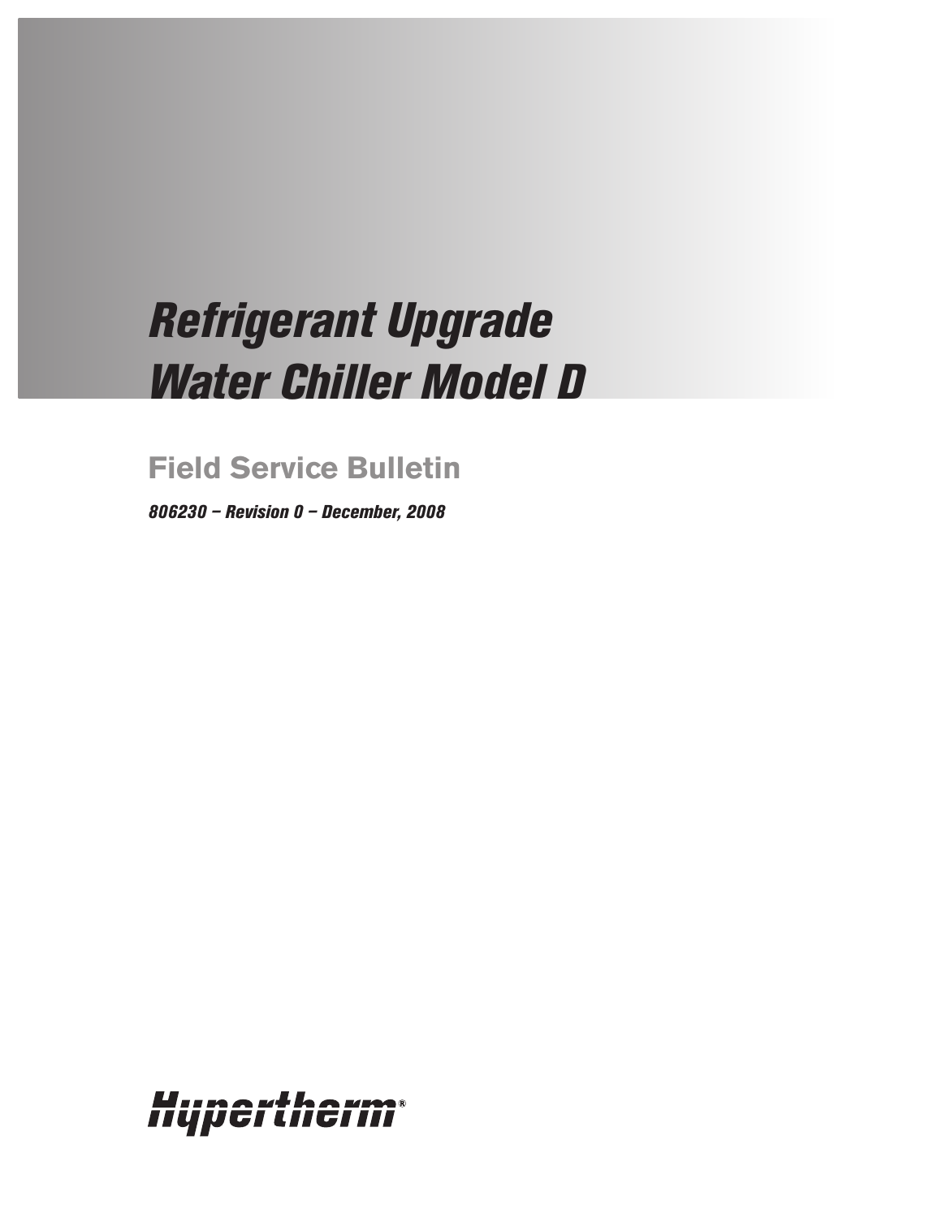# Refrigerant Upgrade Water Chiller Model D

## Field Service Bulletin

***806230 – Revision 0 – December, 2008***

Hypertherm®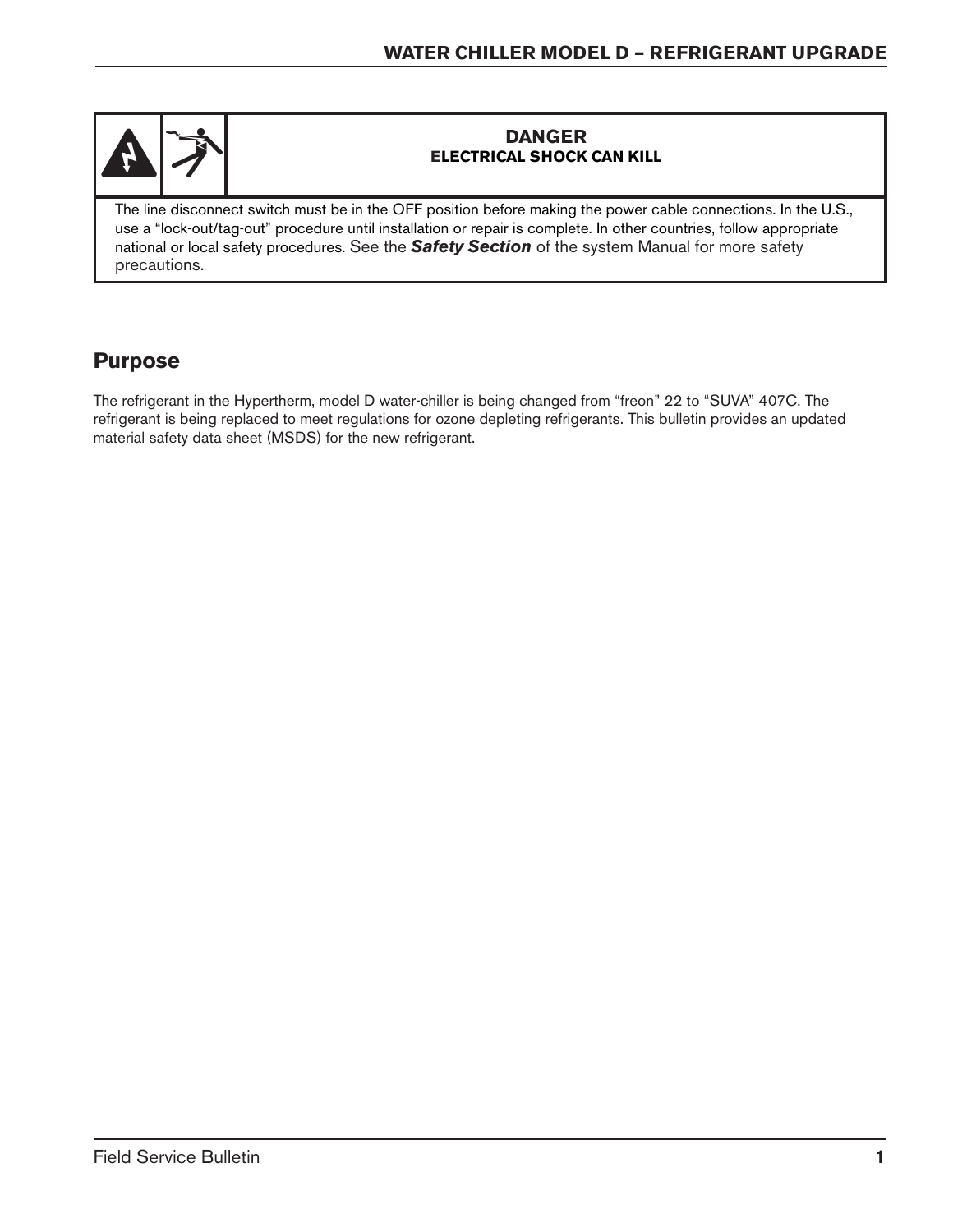**DANGER**
**ELECTRICAL SHOCK CAN KILL**

The line disconnect switch must be in the OFF position before making the power cable connections. In the U.S., use a "lock-out/tag-out" procedure until installation or repair is complete. In other countries, follow appropriate national or local safety procedures. See the ***Safety Section*** of the system Manual for more safety precautions.

## Purpose

The refrigerant in the Hypertherm, model D water-chiller is being changed from "freon" 22 to "SUVA" 407C. The refrigerant is being replaced to meet regulations for ozone depleting refrigerants. This bulletin provides an updated material safety data sheet (MSDS) for the new refrigerant.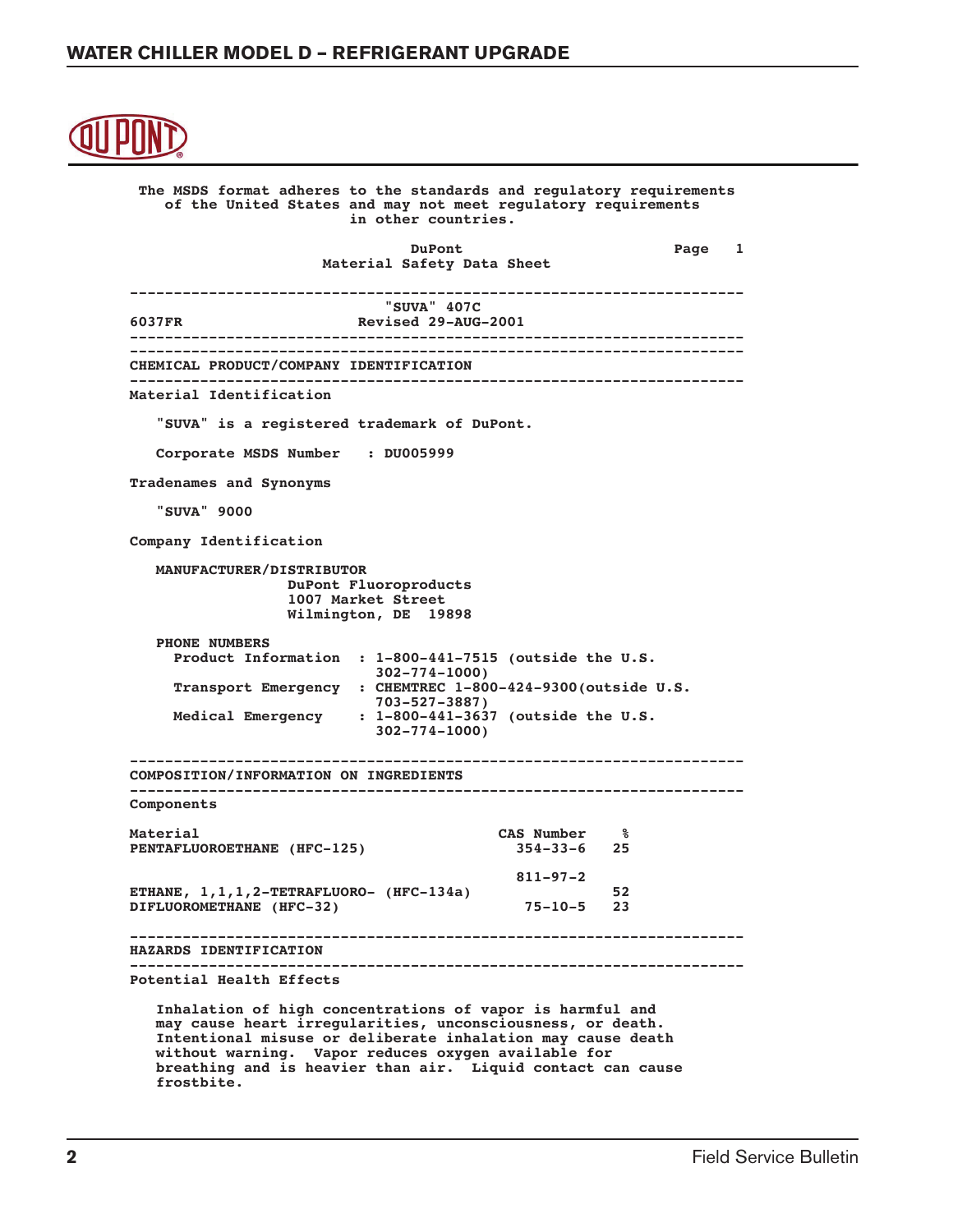The MSDS format adheres to the standards and regulatory requirements of the United States and may not meet regulatory requirements in other countries.

DuPont
Material Safety Data Sheet

"SUVA" 407C

6037FR Revised 29-AUG-2001

## CHEMICAL PRODUCT/COMPANY IDENTIFICATION

### Material Identification

"SUVA" is a registered trademark of DuPont.

Corporate MSDS Number : DU005999

### Tradenames and Synonyms

"SUVA" 9000

### Company Identification

MANUFACTURER/DISTRIBUTOR
DuPont Fluoroproducts
1007 Market Street
Wilmington, DE 19898

PHONE NUMBERS
Product Information : 1-800-441-7515 (outside the U.S. 302-774-1000)
Transport Emergency : CHEMTREC 1-800-424-9300(outside U.S. 703-527-3887)
Medical Emergency : 1-800-441-3637 (outside the U.S. 302-774-1000)

## COMPOSITION/INFORMATION ON INGREDIENTS

### Components

| Material | CAS Number | % |
|---|---|---|
| PENTAFLUOROETHANE (HFC-125) | 354-33-6 | 25 |
| ETHANE, 1,1,1,2-TETRAFLUORO- (HFC-134a) | 811-97-2 | 52 |
| DIFLUOROMETHANE (HFC-32) | 75-10-5 | 23 |

## HAZARDS IDENTIFICATION

### Potential Health Effects

Inhalation of high concentrations of vapor is harmful and may cause heart irregularities, unconsciousness, or death. Intentional misuse or deliberate inhalation may cause death without warning. Vapor reduces oxygen available for breathing and is heavier than air. Liquid contact can cause frostbite.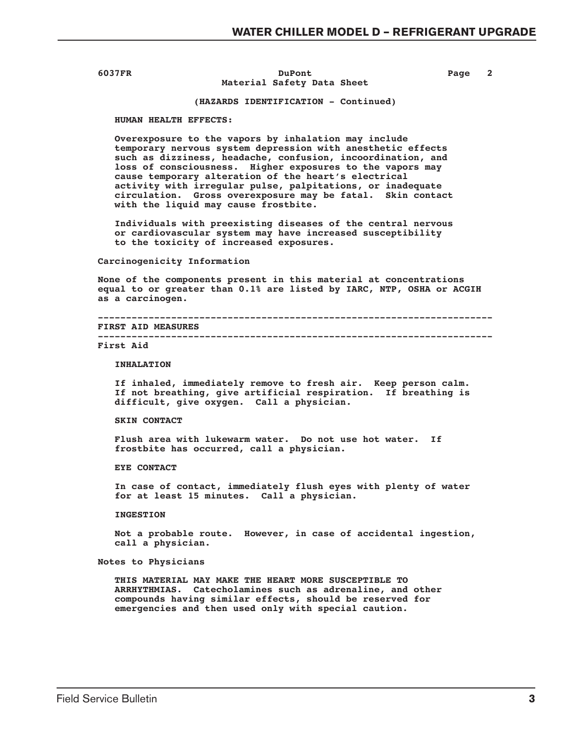6037FR | DuPont | Page 2

Material Safety Data Sheet

(HAZARDS IDENTIFICATION - Continued)

**HUMAN HEALTH EFFECTS:**

Overexposure to the vapors by inhalation may include temporary nervous system depression with anesthetic effects such as dizziness, headache, confusion, incoordination, and loss of consciousness. Higher exposures to the vapors may cause temporary alteration of the heart's electrical activity with irregular pulse, palpitations, or inadequate circulation. Gross overexposure may be fatal. Skin contact with the liquid may cause frostbite.

Individuals with preexisting diseases of the central nervous or cardiovascular system may have increased susceptibility to the toxicity of increased exposures.

### Carcinogenicity Information

None of the components present in this material at concentrations equal to or greater than 0.1% are listed by IARC, NTP, OSHA or ACGIH as a carcinogen.

---

## FIRST AID MEASURES

---

### First Aid

**INHALATION**

If inhaled, immediately remove to fresh air. Keep person calm. If not breathing, give artificial respiration. If breathing is difficult, give oxygen. Call a physician.

**SKIN CONTACT**

Flush area with lukewarm water. Do not use hot water. If frostbite has occurred, call a physician.

**EYE CONTACT**

In case of contact, immediately flush eyes with plenty of water for at least 15 minutes. Call a physician.

**INGESTION**

Not a probable route. However, in case of accidental ingestion, call a physician.

### Notes to Physicians

THIS MATERIAL MAY MAKE THE HEART MORE SUSCEPTIBLE TO ARRHYTHMIAS. Catecholamines such as adrenaline, and other compounds having similar effects, should be reserved for emergencies and then used only with special caution.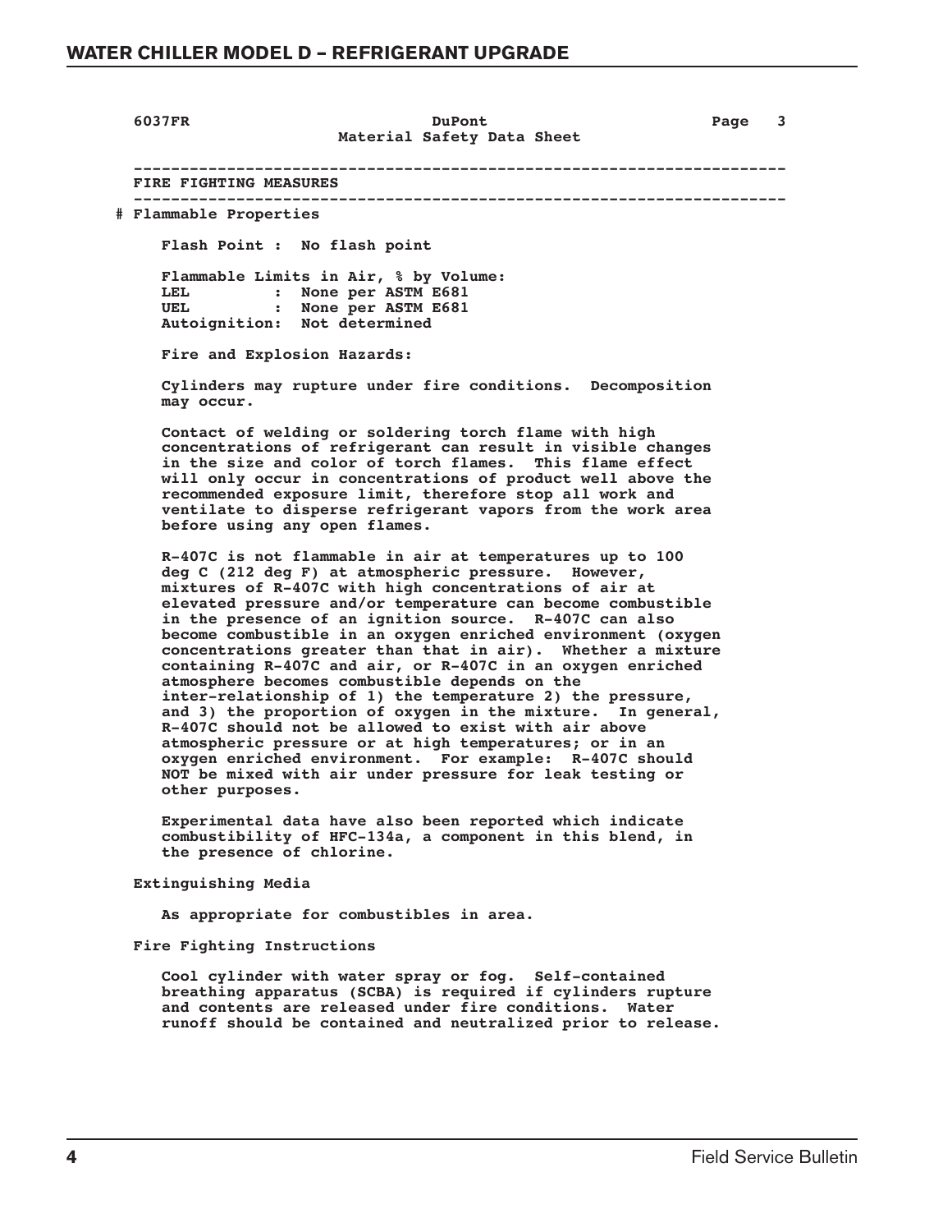6037FR DuPont Material Safety Data Sheet

---

## FIRE FIGHTING MEASURES

---

# Flammable Properties

Flash Point : No flash point

Flammable Limits in Air, % by Volume:
LEL : None per ASTM E681
UEL : None per ASTM E681
Autoignition: Not determined

Fire and Explosion Hazards:

Cylinders may rupture under fire conditions. Decomposition may occur.

Contact of welding or soldering torch flame with high concentrations of refrigerant can result in visible changes in the size and color of torch flames. This flame effect will only occur in concentrations of product well above the recommended exposure limit, therefore stop all work and ventilate to disperse refrigerant vapors from the work area before using any open flames.

R-407C is not flammable in air at temperatures up to 100 deg C (212 deg F) at atmospheric pressure. However, mixtures of R-407C with high concentrations of air at elevated pressure and/or temperature can become combustible in the presence of an ignition source. R-407C can also become combustible in an oxygen enriched environment (oxygen concentrations greater than that in air). Whether a mixture containing R-407C and air, or R-407C in an oxygen enriched atmosphere becomes combustible depends on the inter-relationship of 1) the temperature 2) the pressure, and 3) the proportion of oxygen in the mixture. In general, R-407C should not be allowed to exist with air above atmospheric pressure or at high temperatures; or in an oxygen enriched environment. For example: R-407C should NOT be mixed with air under pressure for leak testing or other purposes.

Experimental data have also been reported which indicate combustibility of HFC-134a, a component in this blend, in the presence of chlorine.

### Extinguishing Media

As appropriate for combustibles in area.

### Fire Fighting Instructions

Cool cylinder with water spray or fog. Self-contained breathing apparatus (SCBA) is required if cylinders rupture and contents are released under fire conditions. Water runoff should be contained and neutralized prior to release.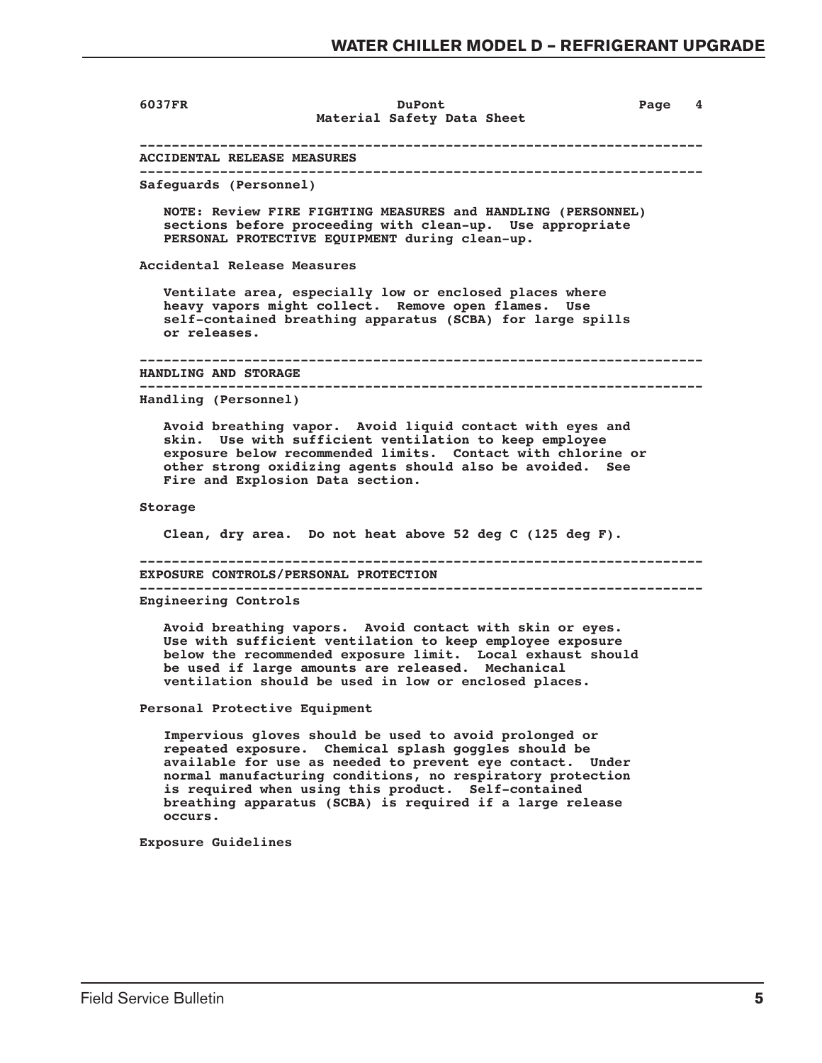6037FR DuPont Page 4
Material Safety Data Sheet

## ACCIDENTAL RELEASE MEASURES

### Safeguards (Personnel)

NOTE: Review FIRE FIGHTING MEASURES and HANDLING (PERSONNEL) sections before proceeding with clean-up. Use appropriate PERSONAL PROTECTIVE EQUIPMENT during clean-up.

### Accidental Release Measures

Ventilate area, especially low or enclosed places where heavy vapors might collect. Remove open flames. Use self-contained breathing apparatus (SCBA) for large spills or releases.

## HANDLING AND STORAGE

### Handling (Personnel)

Avoid breathing vapor. Avoid liquid contact with eyes and skin. Use with sufficient ventilation to keep employee exposure below recommended limits. Contact with chlorine or other strong oxidizing agents should also be avoided. See Fire and Explosion Data section.

### Storage

Clean, dry area. Do not heat above 52 deg C (125 deg F).

## EXPOSURE CONTROLS/PERSONAL PROTECTION

### Engineering Controls

Avoid breathing vapors. Avoid contact with skin or eyes. Use with sufficient ventilation to keep employee exposure below the recommended exposure limit. Local exhaust should be used if large amounts are released. Mechanical ventilation should be used in low or enclosed places.

### Personal Protective Equipment

Impervious gloves should be used to avoid prolonged or repeated exposure. Chemical splash goggles should be available for use as needed to prevent eye contact. Under normal manufacturing conditions, no respiratory protection is required when using this product. Self-contained breathing apparatus (SCBA) is required if a large release occurs.

### Exposure Guidelines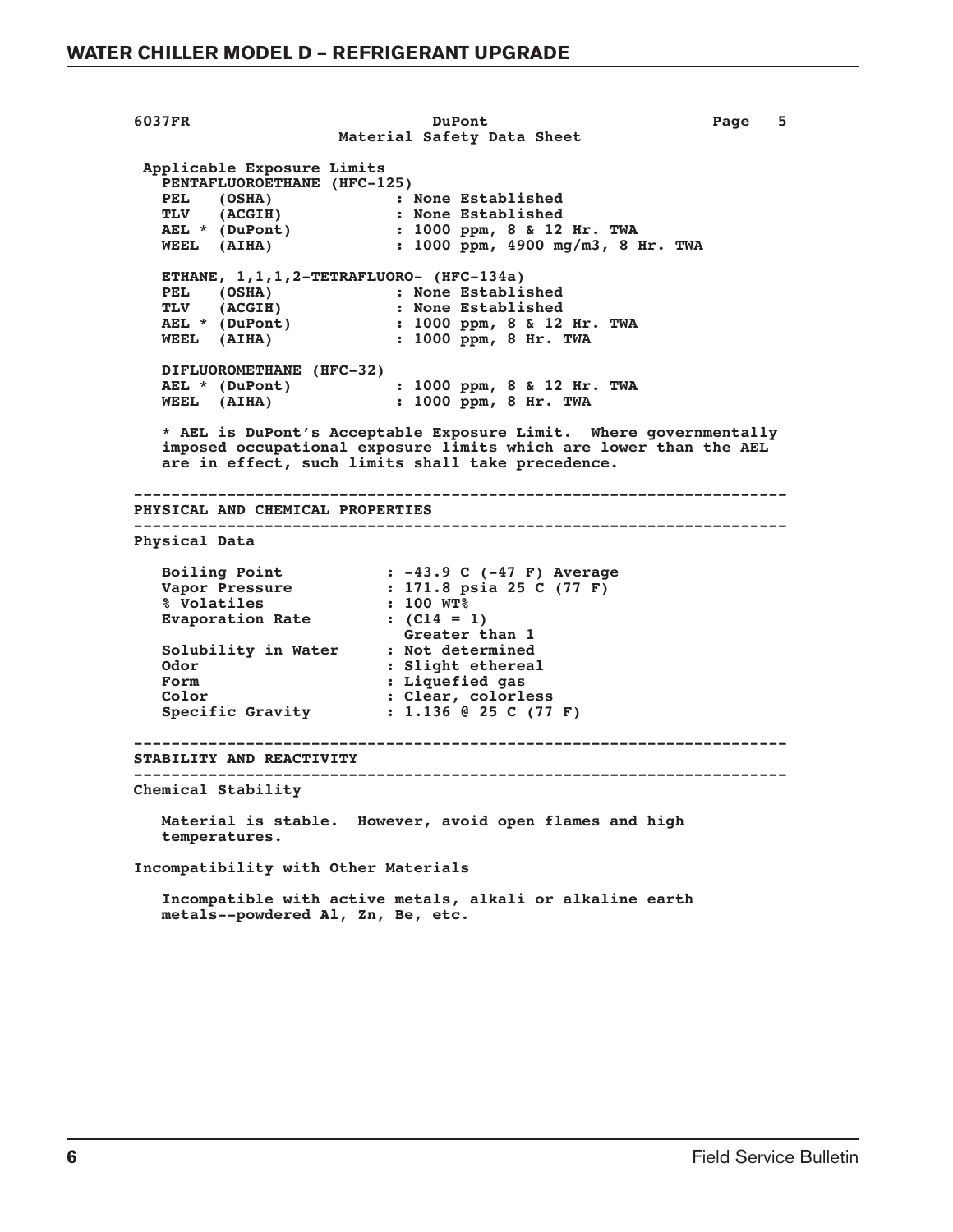6037FR DuPont Page 5

Material Safety Data Sheet

**Applicable Exposure Limits**

PENTAFLUOROETHANE (HFC-125)

| | |
|---|---|
| PEL (OSHA) | : None Established |
| TLV (ACGIH) | : None Established |
| AEL * (DuPont) | : 1000 ppm, 8 & 12 Hr. TWA |
| WEEL (AIHA) | : 1000 ppm, 4900 mg/m3, 8 Hr. TWA |

ETHANE, 1,1,1,2-TETRAFLUORO- (HFC-134a)

| | |
|---|---|
| PEL (OSHA) | : None Established |
| TLV (ACGIH) | : None Established |
| AEL * (DuPont) | : 1000 ppm, 8 & 12 Hr. TWA |
| WEEL (AIHA) | : 1000 ppm, 8 Hr. TWA |

DIFLUOROMETHANE (HFC-32)

| | |
|---|---|
| AEL * (DuPont) | : 1000 ppm, 8 & 12 Hr. TWA |
| WEEL (AIHA) | : 1000 ppm, 8 Hr. TWA |

* AEL is DuPont's Acceptable Exposure Limit. Where governmentally imposed occupational exposure limits which are lower than the AEL are in effect, such limits shall take precedence.

---

## PHYSICAL AND CHEMICAL PROPERTIES

---

**Physical Data**

| | |
|---|---|
| Boiling Point | : -43.9 C (-47 F) Average |
| Vapor Pressure | : 171.8 psia 25 C (77 F) |
| % Volatiles | : 100 WT% |
| Evaporation Rate | : (Cl4 = 1) Greater than 1 |
| Solubility in Water | : Not determined |
| Odor | : Slight ethereal |
| Form | : Liquefied gas |
| Color | : Clear, colorless |
| Specific Gravity | : 1.136 @ 25 C (77 F) |

---

## STABILITY AND REACTIVITY

---

**Chemical Stability**

Material is stable. However, avoid open flames and high temperatures.

**Incompatibility with Other Materials**

Incompatible with active metals, alkali or alkaline earth metals--powdered Al, Zn, Be, etc.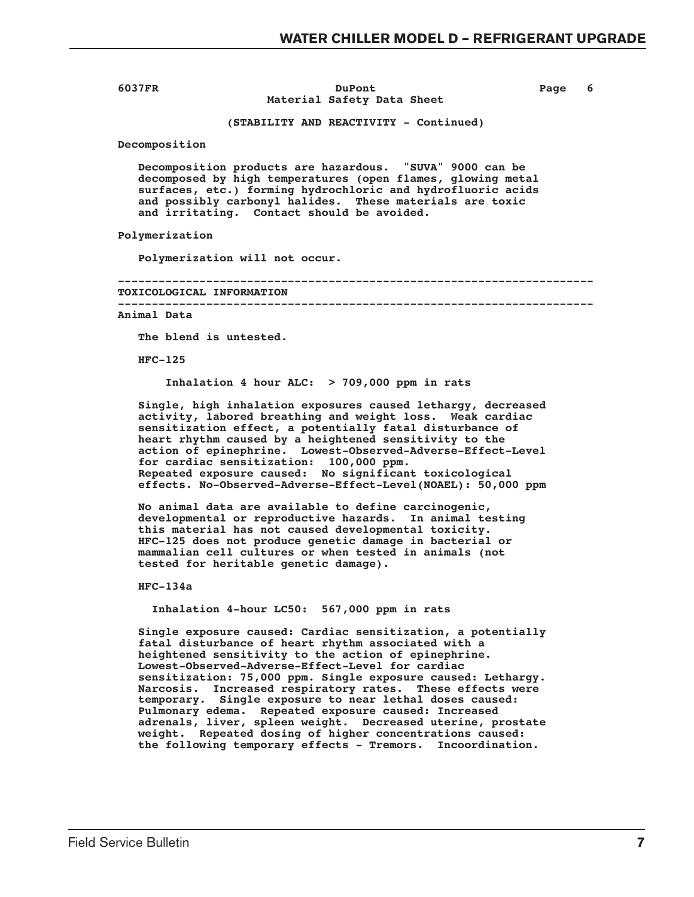6037FR DuPont Page 6
Material Safety Data Sheet

(STABILITY AND REACTIVITY - Continued)

**Decomposition**

Decomposition products are hazardous. "SUVA" 9000 can be decomposed by high temperatures (open flames, glowing metal surfaces, etc.) forming hydrochloric and hydrofluoric acids and possibly carbonyl halides. These materials are toxic and irritating. Contact should be avoided.

**Polymerization**

Polymerization will not occur.

---

## TOXICOLOGICAL INFORMATION

---

**Animal Data**

The blend is untested.

**HFC-125**

Inhalation 4 hour ALC: > 709,000 ppm in rats

Single, high inhalation exposures caused lethargy, decreased activity, labored breathing and weight loss. Weak cardiac sensitization effect, a potentially fatal disturbance of heart rhythm caused by a heightened sensitivity to the action of epinephrine. Lowest-Observed-Adverse-Effect-Level for cardiac sensitization: 100,000 ppm.
Repeated exposure caused: No significant toxicological effects. No-Observed-Adverse-Effect-Level(NOAEL): 50,000 ppm

No animal data are available to define carcinogenic, developmental or reproductive hazards. In animal testing this material has not caused developmental toxicity. HFC-125 does not produce genetic damage in bacterial or mammalian cell cultures or when tested in animals (not tested for heritable genetic damage).

**HFC-134a**

Inhalation 4-hour LC50: 567,000 ppm in rats

Single exposure caused: Cardiac sensitization, a potentially fatal disturbance of heart rhythm associated with a heightened sensitivity to the action of epinephrine. Lowest-Observed-Adverse-Effect-Level for cardiac sensitization: 75,000 ppm. Single exposure caused: Lethargy. Narcosis. Increased respiratory rates. These effects were temporary. Single exposure to near lethal doses caused: Pulmonary edema. Repeated exposure caused: Increased adrenals, liver, spleen weight. Decreased uterine, prostate weight. Repeated dosing of higher concentrations caused: the following temporary effects - Tremors. Incoordination.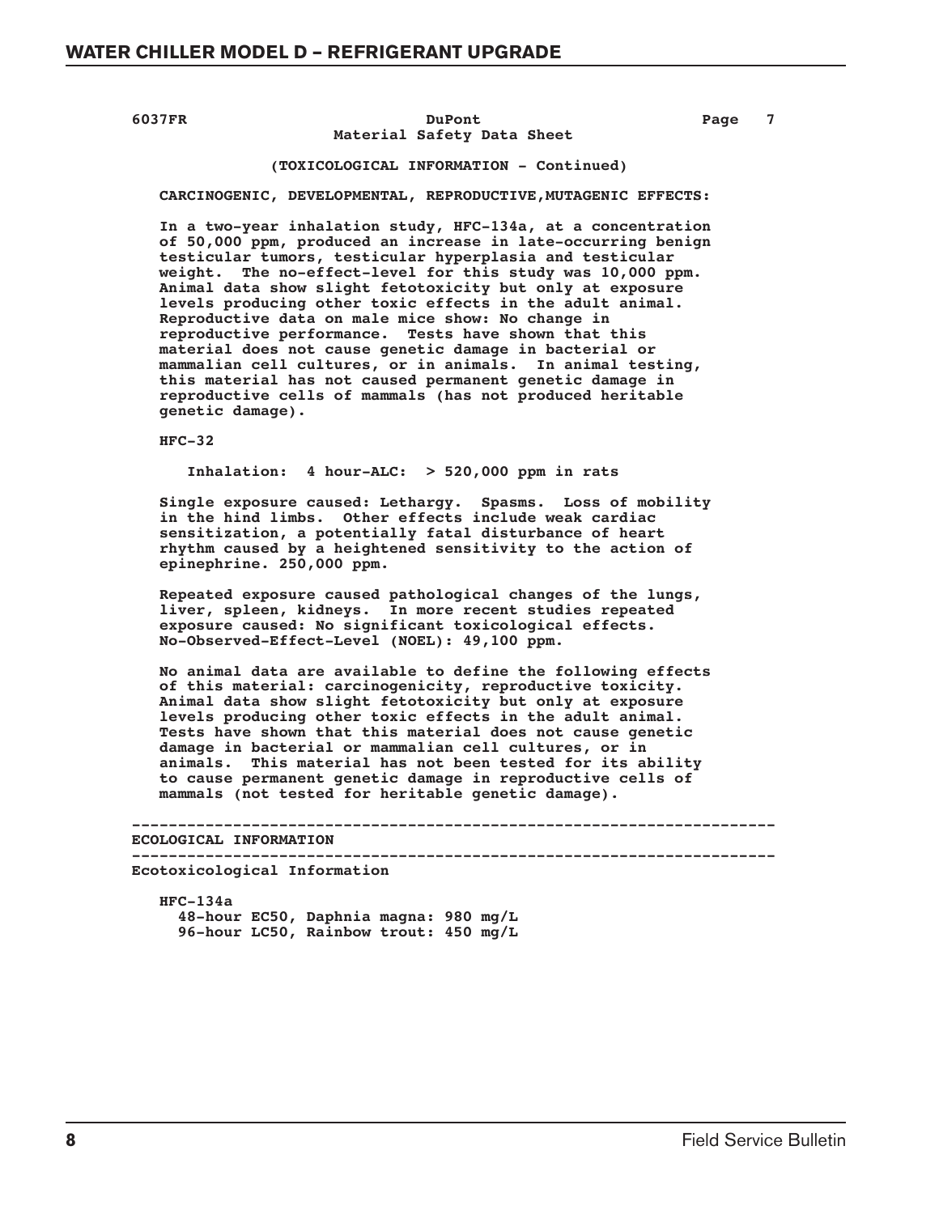6037FR DuPont Material Safety Data Sheet

(TOXICOLOGICAL INFORMATION - Continued)

CARCINOGENIC, DEVELOPMENTAL, REPRODUCTIVE,MUTAGENIC EFFECTS:

In a two-year inhalation study, HFC-134a, at a concentration of 50,000 ppm, produced an increase in late-occurring benign testicular tumors, testicular hyperplasia and testicular weight. The no-effect-level for this study was 10,000 ppm. Animal data show slight fetotoxicity but only at exposure levels producing other toxic effects in the adult animal. Reproductive data on male mice show: No change in reproductive performance. Tests have shown that this material does not cause genetic damage in bacterial or mammalian cell cultures, or in animals. In animal testing, this material has not caused permanent genetic damage in reproductive cells of mammals (has not produced heritable genetic damage).

HFC-32

Inhalation: 4 hour-ALC: > 520,000 ppm in rats

Single exposure caused: Lethargy. Spasms. Loss of mobility in the hind limbs. Other effects include weak cardiac sensitization, a potentially fatal disturbance of heart rhythm caused by a heightened sensitivity to the action of epinephrine. 250,000 ppm.

Repeated exposure caused pathological changes of the lungs, liver, spleen, kidneys. In more recent studies repeated exposure caused: No significant toxicological effects. No-Observed-Effect-Level (NOEL): 49,100 ppm.

No animal data are available to define the following effects of this material: carcinogenicity, reproductive toxicity. Animal data show slight fetotoxicity but only at exposure levels producing other toxic effects in the adult animal. Tests have shown that this material does not cause genetic damage in bacterial or mammalian cell cultures, or in animals. This material has not been tested for its ability to cause permanent genetic damage in reproductive cells of mammals (not tested for heritable genetic damage).

---

ECOLOGICAL INFORMATION

---

Ecotoxicological Information

HFC-134a
48-hour EC50, Daphnia magna: 980 mg/L
96-hour LC50, Rainbow trout: 450 mg/L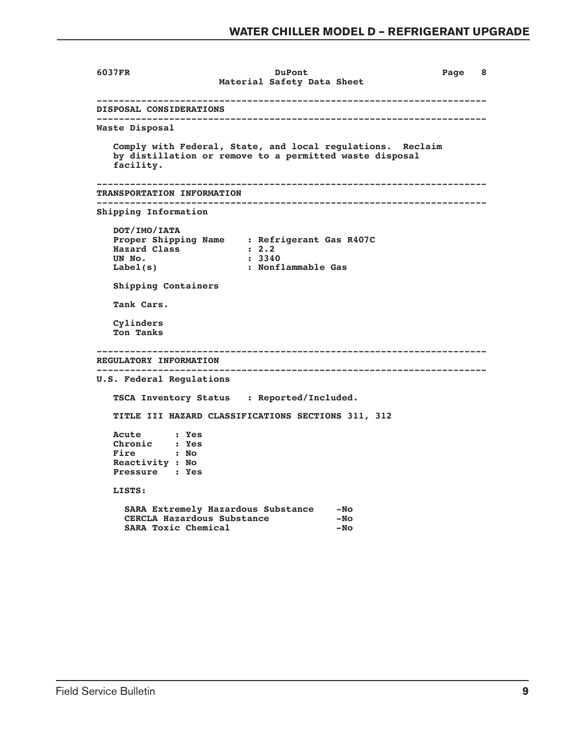6037FR DuPont Page 8
Material Safety Data Sheet

---

## DISPOSAL CONSIDERATIONS

---

**Waste Disposal**

Comply with Federal, State, and local regulations. Reclaim by distillation or remove to a permitted waste disposal facility.

---

## TRANSPORTATION INFORMATION

---

**Shipping Information**

DOT/IMO/IATA

| | |
|---|---|
| Proper Shipping Name | : Refrigerant Gas R407C |
| Hazard Class | : 2.2 |
| UN No. | : 3340 |
| Label(s) | : Nonflammable Gas |

Shipping Containers

Tank Cars.

Cylinders
Ton Tanks

---

## REGULATORY INFORMATION

---

**U.S. Federal Regulations**

TSCA Inventory Status : Reported/Included.

TITLE III HAZARD CLASSIFICATIONS SECTIONS 311, 312

| | |
|---|---|
| Acute | : Yes |
| Chronic | : Yes |
| Fire | : No |
| Reactivity | : No |
| Pressure | : Yes |

LISTS:

| | |
|---|---|
| SARA Extremely Hazardous Substance | -No |
| CERCLA Hazardous Substance | -No |
| SARA Toxic Chemical | -No |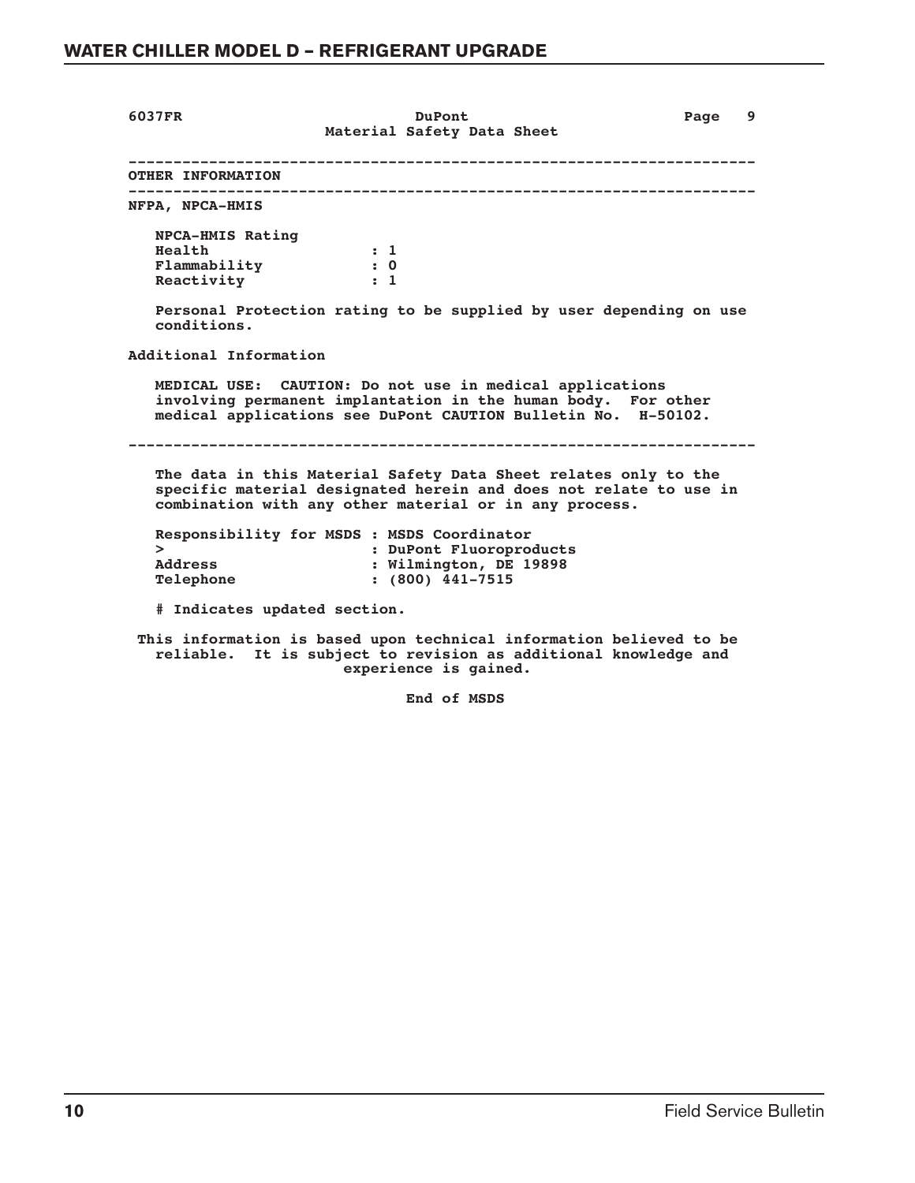6037FR DuPont Page 9

Material Safety Data Sheet

---

## OTHER INFORMATION

---

**NFPA, NPCA-HMIS**

NPCA-HMIS Rating

| | |
|---|---|
| Health | : 1 |
| Flammability | : 0 |
| Reactivity | : 1 |

Personal Protection rating to be supplied by user depending on use conditions.

**Additional Information**

MEDICAL USE: CAUTION: Do not use in medical applications involving permanent implantation in the human body. For other medical applications see DuPont CAUTION Bulletin No. H-50102.

---

The data in this Material Safety Data Sheet relates only to the specific material designated herein and does not relate to use in combination with any other material or in any process.

| | |
|---|---|
| Responsibility for MSDS | : MSDS Coordinator |
| > | : DuPont Fluoroproducts |
| Address | : Wilmington, DE 19898 |
| Telephone | : (800) 441-7515 |

# Indicates updated section.

This information is based upon technical information believed to be reliable. It is subject to revision as additional knowledge and experience is gained.

End of MSDS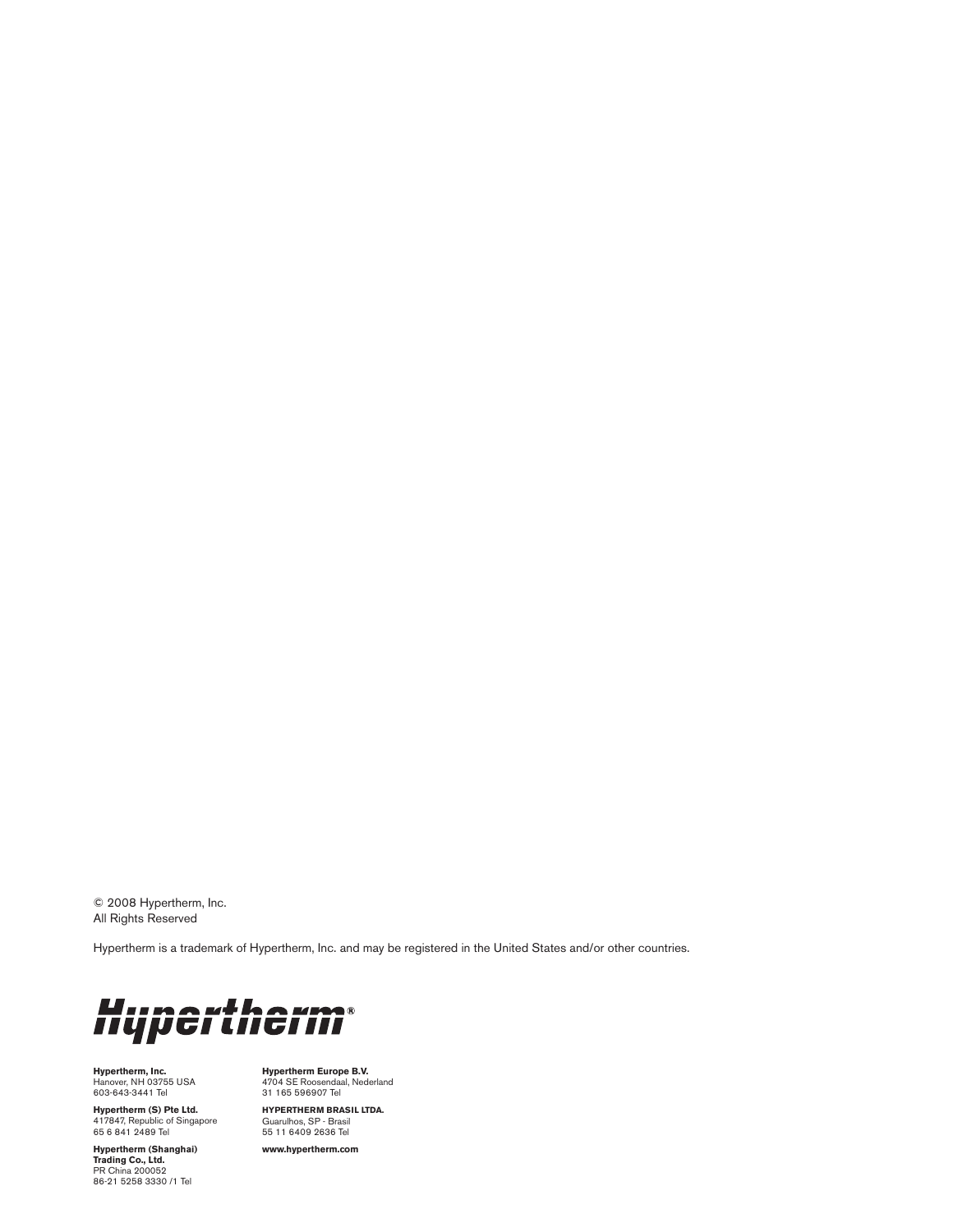© 2008 Hypertherm, Inc.
All Rights Reserved

Hypertherm is a trademark of Hypertherm, Inc. and may be registered in the United States and/or other countries.

Hypertherm®

**Hypertherm, Inc.**
Hanover, NH 03755 USA
603-643-3441 Tel

**Hypertherm (S) Pte Ltd.**
417847, Republic of Singapore
65 6 841 2489 Tel

**Hypertherm (Shanghai) Trading Co., Ltd.**
PR China 200052
86-21 5258 3330 /1 Tel

**Hypertherm Europe B.V.**
4704 SE Roosendaal, Nederland
31 165 596907 Tel

**HYPERTHERM BRASIL LTDA.**
Guarulhos, SP - Brasil
55 11 6409 2636 Tel

**www.hypertherm.com**